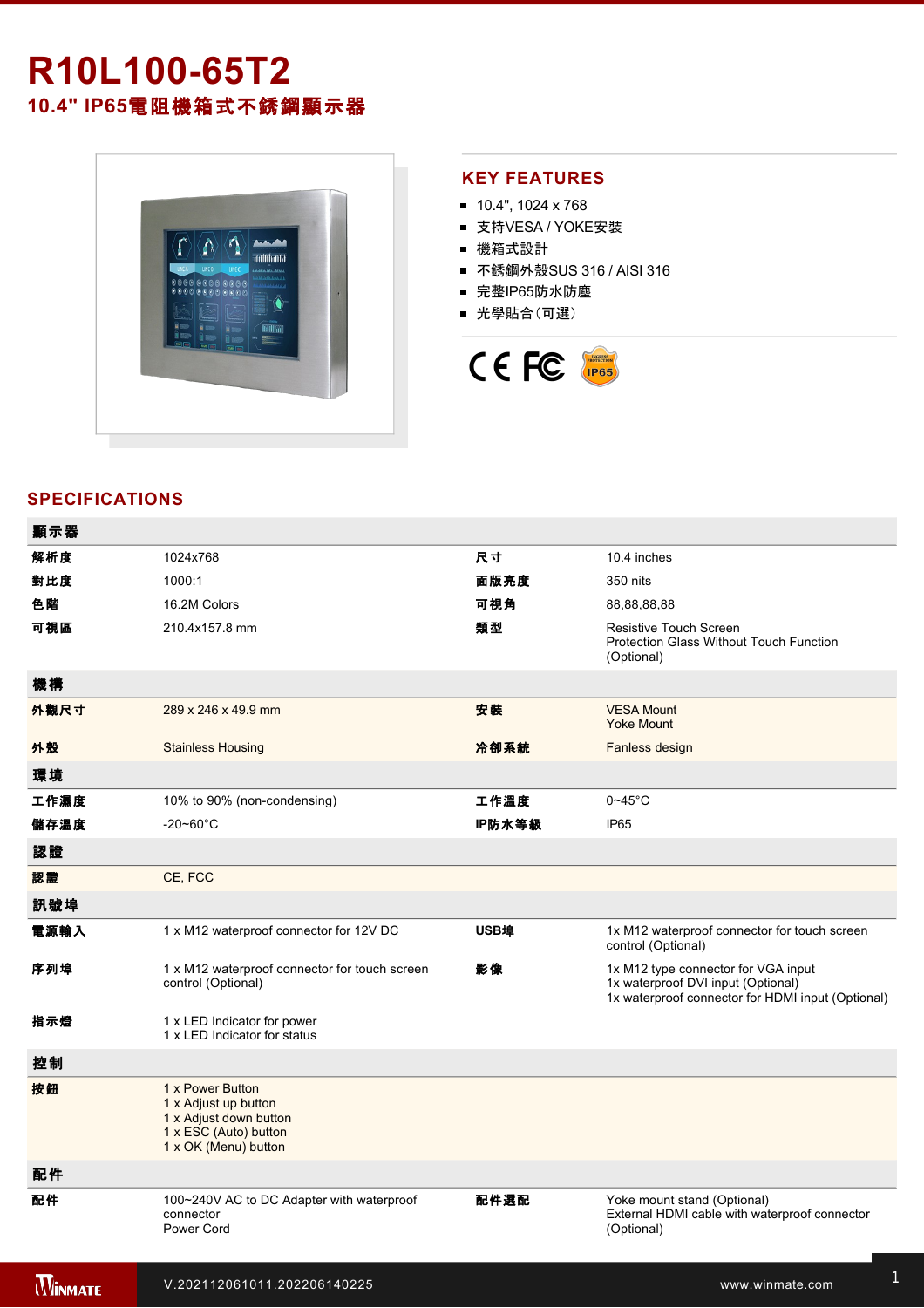# R10L100-65T2

## 10.4" IP65電阻機箱式不銹鋼顯示器

## KEY FEATURES

- 10.4", 1024 x 768
- 支持VESA / YOKE安裝
- 機箱式設計
- 不銹鋼外殼SUS 316 / AISI 316
- 完整IP65防水防塵
- 光學貼合(可選)

## SPECIFICATIONS

| 顯示器 | | | |
|---|---|---|---|
| 解析度 | 1024x768 | 尺寸 | 10.4 inches |
| 對比度 | 1000:1 | 面版亮度 | 350 nits |
| 色階 | 16.2M Colors | 可視角 | 88,88,88,88 |
| 可視區 | 210.4x157.8 mm | 類型 | Resistive Touch Screen<br>Protection Glass Without Touch Function (Optional) |
| **機構** | | | |
| 外觀尺寸 | 289 x 246 x 49.9 mm | 安裝 | VESA Mount<br>Yoke Mount |
| 外殼 | Stainless Housing | 冷卻系統 | Fanless design |
| **環境** | | | |
| 工作濕度 | 10% to 90% (non-condensing) | 工作溫度 | 0~45°C |
| 儲存溫度 | -20~60°C | IP防水等級 | IP65 |
| **認證** | | | |
| 認證 | CE, FCC | | |
| **訊號埠** | | | |
| 電源輸入 | 1 x M12 waterproof connector for 12V DC | USB埠 | 1x M12 waterproof connector for touch screen control (Optional) |
| 序列埠 | 1 x M12 waterproof connector for touch screen control (Optional) | 影像 | 1x M12 type connector for VGA input<br>1x waterproof DVI input (Optional)<br>1x waterproof connector for HDMI input (Optional) |
| 指示燈 | 1 x LED Indicator for power<br>1 x LED Indicator for status | | |
| **控制** | | | |
| 按鈕 | 1 x Power Button<br>1 x Adjust up button<br>1 x Adjust down button<br>1 x ESC (Auto) button<br>1 x OK (Menu) button | | |
| **配件** | | | |
| 配件 | 100~240V AC to DC Adapter with waterproof connector<br>Power Cord | 配件選配 | Yoke mount stand (Optional)<br>External HDMI cable with waterproof connector (Optional) |

V.202112061011.202206140225

www.winmate.com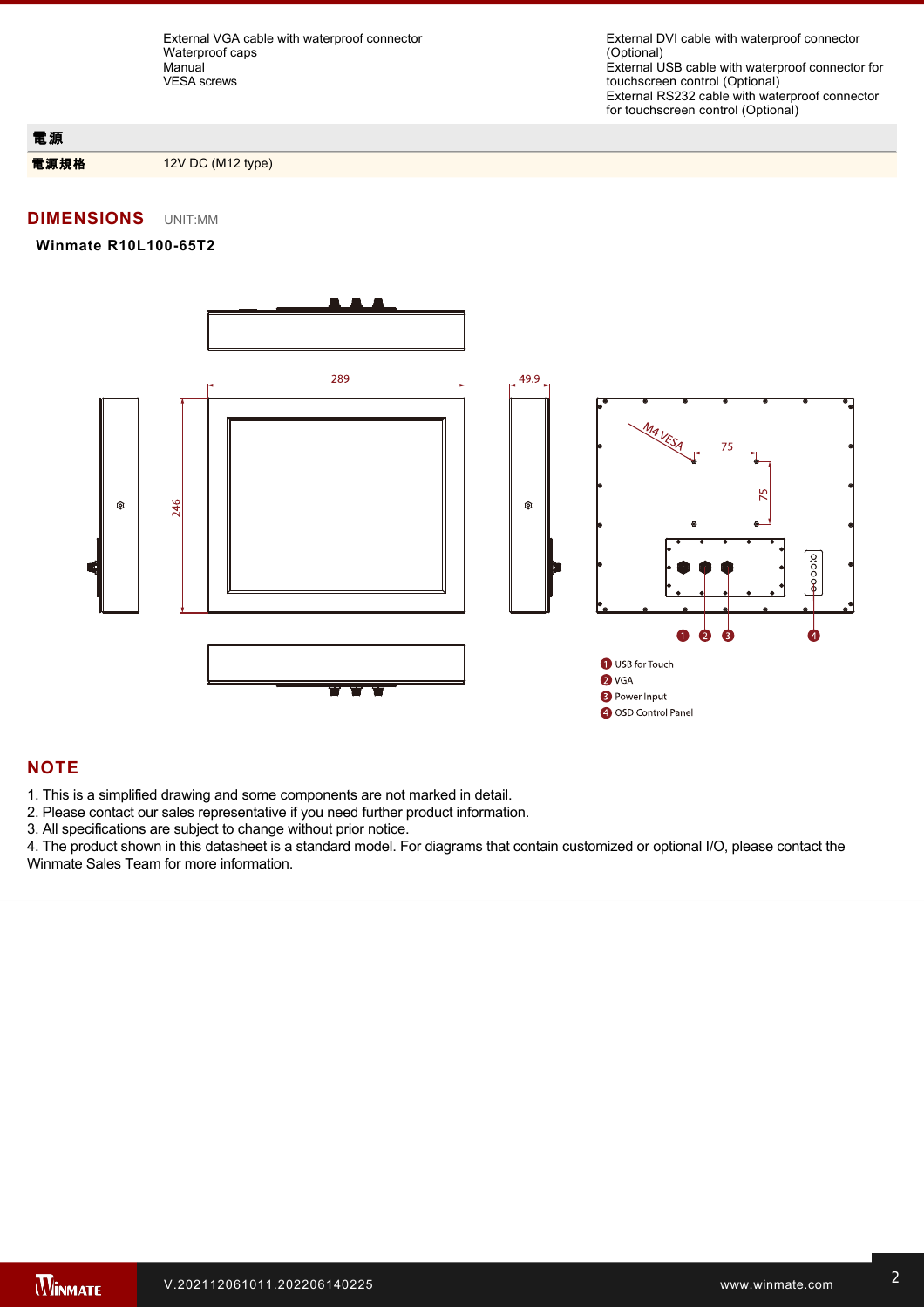| | |
|---|---|
| External VGA cable with waterproof connector<br>Waterproof caps<br>Manual<br>VESA screws | External DVI cable with waterproof connector (Optional)<br>External USB cable with waterproof connector for touchscreen control (Optional)<br>External RS232 cable with waterproof connector for touchscreen control (Optional) |

| 電源 | |
|---|---|
| 電源規格 | 12V DC (M12 type) |

## DIMENSIONS UNIT:MM

**Winmate R10L100-65T2**

289

49.9

246

M4 VESA

75

75

1 USB for Touch
2 VGA
3 Power Input
4 OSD Control Panel

## NOTE

1. This is a simplified drawing and some components are not marked in detail.
2. Please contact our sales representative if you need further product information.
3. All specifications are subject to change without prior notice.
4. The product shown in this datasheet is a standard model. For diagrams that contain customized or optional I/O, please contact the Winmate Sales Team for more information.